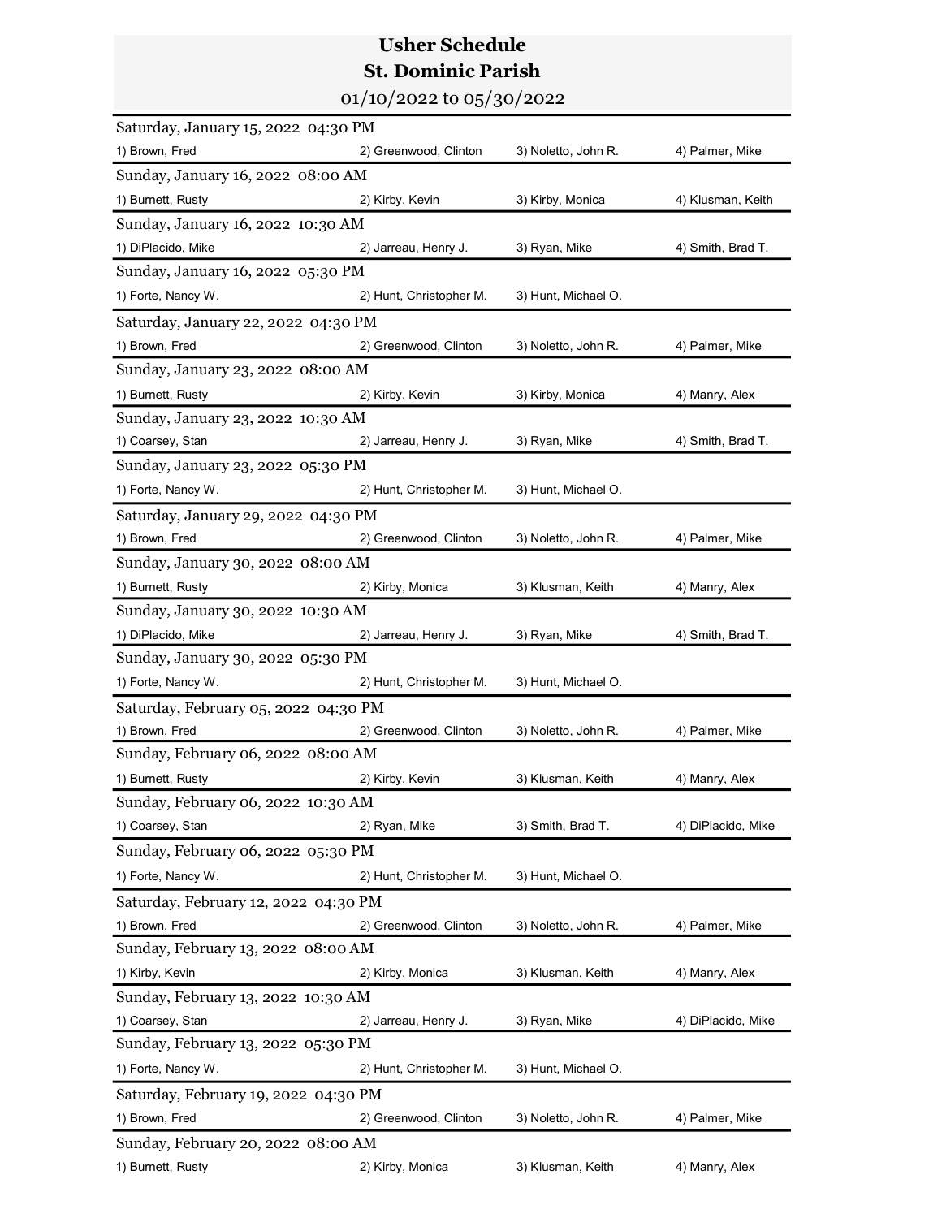# Usher Schedule
## St. Dominic Parish

01/10/2022 to 05/30/2022

**Saturday, January 15, 2022 04:30 PM**

1) Brown, Fred 2) Greenwood, Clinton 3) Noletto, John R. 4) Palmer, Mike

**Sunday, January 16, 2022 08:00 AM**

1) Burnett, Rusty 2) Kirby, Kevin 3) Kirby, Monica 4) Klusman, Keith

**Sunday, January 16, 2022 10:30 AM**

1) DiPlacido, Mike 2) Jarreau, Henry J. 3) Ryan, Mike 4) Smith, Brad T.

**Sunday, January 16, 2022 05:30 PM**

1) Forte, Nancy W. 2) Hunt, Christopher M. 3) Hunt, Michael O.

**Saturday, January 22, 2022 04:30 PM**

1) Brown, Fred 2) Greenwood, Clinton 3) Noletto, John R. 4) Palmer, Mike

**Sunday, January 23, 2022 08:00 AM**

1) Burnett, Rusty 2) Kirby, Kevin 3) Kirby, Monica 4) Manry, Alex

**Sunday, January 23, 2022 10:30 AM**

1) Coarsey, Stan 2) Jarreau, Henry J. 3) Ryan, Mike 4) Smith, Brad T.

**Sunday, January 23, 2022 05:30 PM**

1) Forte, Nancy W. 2) Hunt, Christopher M. 3) Hunt, Michael O.

**Saturday, January 29, 2022 04:30 PM**

1) Brown, Fred 2) Greenwood, Clinton 3) Noletto, John R. 4) Palmer, Mike

**Sunday, January 30, 2022 08:00 AM**

1) Burnett, Rusty 2) Kirby, Monica 3) Klusman, Keith 4) Manry, Alex

**Sunday, January 30, 2022 10:30 AM**

1) DiPlacido, Mike 2) Jarreau, Henry J. 3) Ryan, Mike 4) Smith, Brad T.

**Sunday, January 30, 2022 05:30 PM**

1) Forte, Nancy W. 2) Hunt, Christopher M. 3) Hunt, Michael O.

**Saturday, February 05, 2022 04:30 PM**

1) Brown, Fred 2) Greenwood, Clinton 3) Noletto, John R. 4) Palmer, Mike

**Sunday, February 06, 2022 08:00 AM**

1) Burnett, Rusty 2) Kirby, Kevin 3) Klusman, Keith 4) Manry, Alex

**Sunday, February 06, 2022 10:30 AM**

1) Coarsey, Stan 2) Ryan, Mike 3) Smith, Brad T. 4) DiPlacido, Mike

**Sunday, February 06, 2022 05:30 PM**

1) Forte, Nancy W. 2) Hunt, Christopher M. 3) Hunt, Michael O.

**Saturday, February 12, 2022 04:30 PM**

1) Brown, Fred 2) Greenwood, Clinton 3) Noletto, John R. 4) Palmer, Mike

**Sunday, February 13, 2022 08:00 AM**

1) Kirby, Kevin 2) Kirby, Monica 3) Klusman, Keith 4) Manry, Alex

**Sunday, February 13, 2022 10:30 AM**

1) Coarsey, Stan 2) Jarreau, Henry J. 3) Ryan, Mike 4) DiPlacido, Mike

**Sunday, February 13, 2022 05:30 PM**

1) Forte, Nancy W. 2) Hunt, Christopher M. 3) Hunt, Michael O.

**Saturday, February 19, 2022 04:30 PM**

1) Brown, Fred 2) Greenwood, Clinton 3) Noletto, John R. 4) Palmer, Mike

**Sunday, February 20, 2022 08:00 AM**

1) Burnett, Rusty 2) Kirby, Monica 3) Klusman, Keith 4) Manry, Alex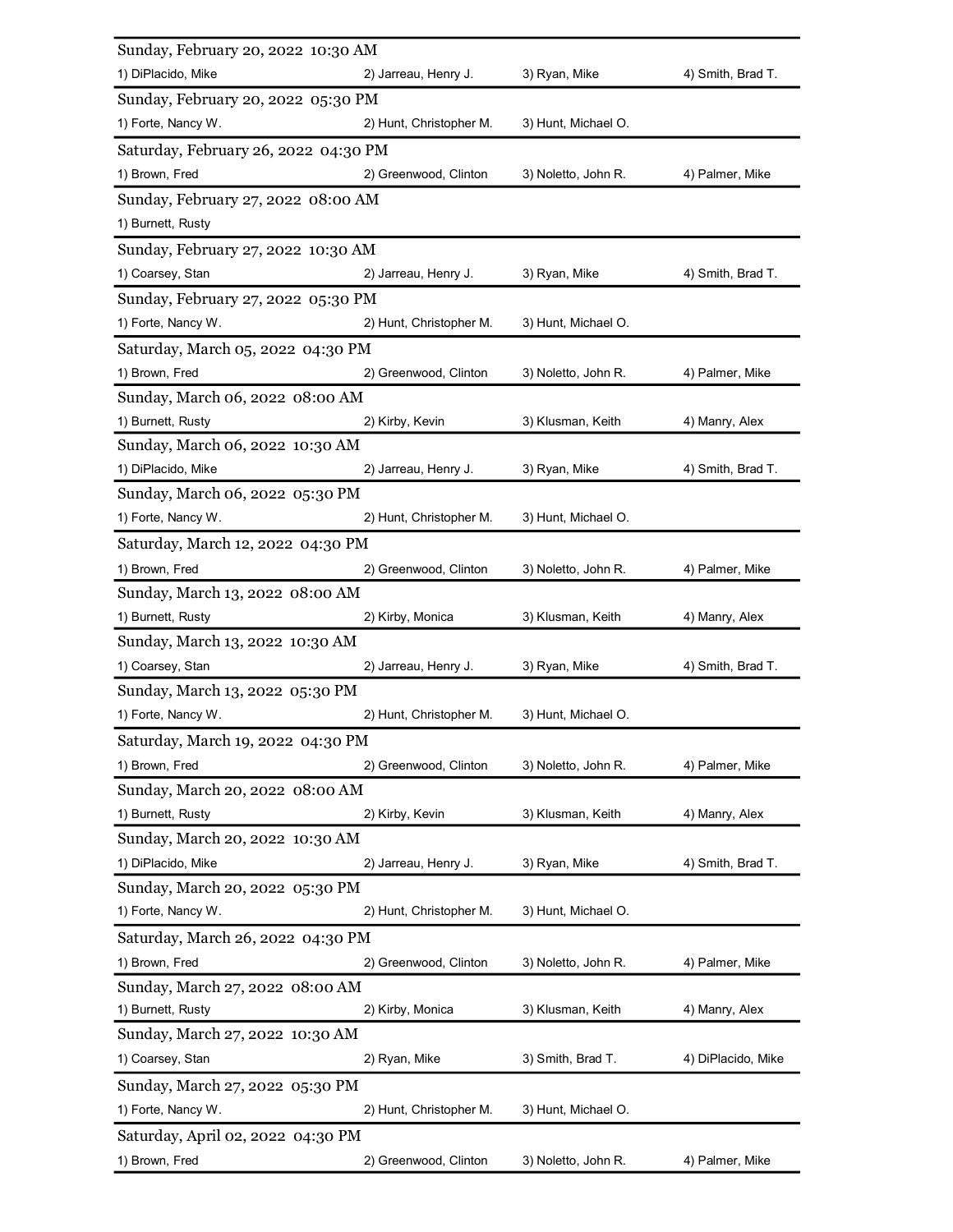Sunday, February 20, 2022 10:30 AM

1) DiPlacido, Mike 2) Jarreau, Henry J. 3) Ryan, Mike 4) Smith, Brad T.

Sunday, February 20, 2022 05:30 PM

1) Forte, Nancy W. 2) Hunt, Christopher M. 3) Hunt, Michael O.

Saturday, February 26, 2022 04:30 PM

1) Brown, Fred 2) Greenwood, Clinton 3) Noletto, John R. 4) Palmer, Mike

Sunday, February 27, 2022 08:00 AM

1) Burnett, Rusty

Sunday, February 27, 2022 10:30 AM

1) Coarsey, Stan 2) Jarreau, Henry J. 3) Ryan, Mike 4) Smith, Brad T.

Sunday, February 27, 2022 05:30 PM

1) Forte, Nancy W. 2) Hunt, Christopher M. 3) Hunt, Michael O.

Saturday, March 05, 2022 04:30 PM

1) Brown, Fred 2) Greenwood, Clinton 3) Noletto, John R. 4) Palmer, Mike

Sunday, March 06, 2022 08:00 AM

1) Burnett, Rusty 2) Kirby, Kevin 3) Klusman, Keith 4) Manry, Alex

Sunday, March 06, 2022 10:30 AM

1) DiPlacido, Mike 2) Jarreau, Henry J. 3) Ryan, Mike 4) Smith, Brad T.

Sunday, March 06, 2022 05:30 PM

1) Forte, Nancy W. 2) Hunt, Christopher M. 3) Hunt, Michael O.

Saturday, March 12, 2022 04:30 PM

1) Brown, Fred 2) Greenwood, Clinton 3) Noletto, John R. 4) Palmer, Mike

Sunday, March 13, 2022 08:00 AM

1) Burnett, Rusty 2) Kirby, Monica 3) Klusman, Keith 4) Manry, Alex

Sunday, March 13, 2022 10:30 AM

1) Coarsey, Stan 2) Jarreau, Henry J. 3) Ryan, Mike 4) Smith, Brad T.

Sunday, March 13, 2022 05:30 PM

1) Forte, Nancy W. 2) Hunt, Christopher M. 3) Hunt, Michael O.

Saturday, March 19, 2022 04:30 PM

1) Brown, Fred 2) Greenwood, Clinton 3) Noletto, John R. 4) Palmer, Mike

Sunday, March 20, 2022 08:00 AM

1) Burnett, Rusty 2) Kirby, Kevin 3) Klusman, Keith 4) Manry, Alex

Sunday, March 20, 2022 10:30 AM

1) DiPlacido, Mike 2) Jarreau, Henry J. 3) Ryan, Mike 4) Smith, Brad T.

Sunday, March 20, 2022 05:30 PM

1) Forte, Nancy W. 2) Hunt, Christopher M. 3) Hunt, Michael O.

Saturday, March 26, 2022 04:30 PM

1) Brown, Fred 2) Greenwood, Clinton 3) Noletto, John R. 4) Palmer, Mike

Sunday, March 27, 2022 08:00 AM

1) Burnett, Rusty 2) Kirby, Monica 3) Klusman, Keith 4) Manry, Alex

Sunday, March 27, 2022 10:30 AM

1) Coarsey, Stan 2) Ryan, Mike 3) Smith, Brad T. 4) DiPlacido, Mike

Sunday, March 27, 2022 05:30 PM

1) Forte, Nancy W. 2) Hunt, Christopher M. 3) Hunt, Michael O.

Saturday, April 02, 2022 04:30 PM

1) Brown, Fred 2) Greenwood, Clinton 3) Noletto, John R. 4) Palmer, Mike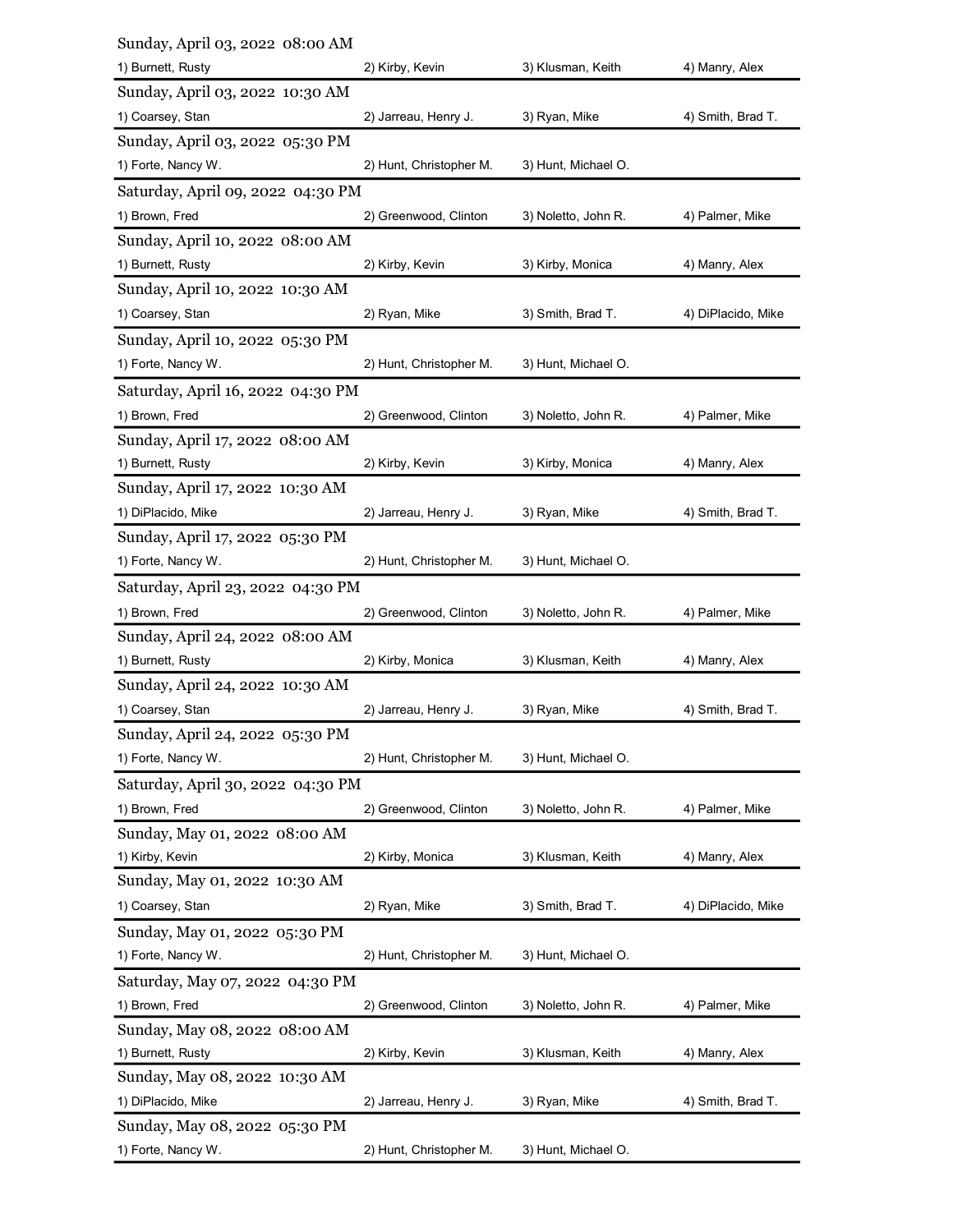Sunday, April 03, 2022 08:00 AM

1) Burnett, Rusty 2) Kirby, Kevin 3) Klusman, Keith 4) Manry, Alex

Sunday, April 03, 2022 10:30 AM

1) Coarsey, Stan 2) Jarreau, Henry J. 3) Ryan, Mike 4) Smith, Brad T.

Sunday, April 03, 2022 05:30 PM

1) Forte, Nancy W. 2) Hunt, Christopher M. 3) Hunt, Michael O.

Saturday, April 09, 2022 04:30 PM

1) Brown, Fred 2) Greenwood, Clinton 3) Noletto, John R. 4) Palmer, Mike

Sunday, April 10, 2022 08:00 AM

1) Burnett, Rusty 2) Kirby, Kevin 3) Kirby, Monica 4) Manry, Alex

Sunday, April 10, 2022 10:30 AM

1) Coarsey, Stan 2) Ryan, Mike 3) Smith, Brad T. 4) DiPlacido, Mike

Sunday, April 10, 2022 05:30 PM

1) Forte, Nancy W. 2) Hunt, Christopher M. 3) Hunt, Michael O.

Saturday, April 16, 2022 04:30 PM

1) Brown, Fred 2) Greenwood, Clinton 3) Noletto, John R. 4) Palmer, Mike

Sunday, April 17, 2022 08:00 AM

1) Burnett, Rusty 2) Kirby, Kevin 3) Kirby, Monica 4) Manry, Alex

Sunday, April 17, 2022 10:30 AM

1) DiPlacido, Mike 2) Jarreau, Henry J. 3) Ryan, Mike 4) Smith, Brad T.

Sunday, April 17, 2022 05:30 PM

1) Forte, Nancy W. 2) Hunt, Christopher M. 3) Hunt, Michael O.

Saturday, April 23, 2022 04:30 PM

1) Brown, Fred 2) Greenwood, Clinton 3) Noletto, John R. 4) Palmer, Mike

Sunday, April 24, 2022 08:00 AM

1) Burnett, Rusty 2) Kirby, Monica 3) Klusman, Keith 4) Manry, Alex

Sunday, April 24, 2022 10:30 AM

1) Coarsey, Stan 2) Jarreau, Henry J. 3) Ryan, Mike 4) Smith, Brad T.

Sunday, April 24, 2022 05:30 PM

1) Forte, Nancy W. 2) Hunt, Christopher M. 3) Hunt, Michael O.

Saturday, April 30, 2022 04:30 PM

1) Brown, Fred 2) Greenwood, Clinton 3) Noletto, John R. 4) Palmer, Mike

Sunday, May 01, 2022 08:00 AM

1) Kirby, Kevin 2) Kirby, Monica 3) Klusman, Keith 4) Manry, Alex

Sunday, May 01, 2022 10:30 AM

1) Coarsey, Stan 2) Ryan, Mike 3) Smith, Brad T. 4) DiPlacido, Mike

Sunday, May 01, 2022 05:30 PM

1) Forte, Nancy W. 2) Hunt, Christopher M. 3) Hunt, Michael O.

Saturday, May 07, 2022 04:30 PM

1) Brown, Fred 2) Greenwood, Clinton 3) Noletto, John R. 4) Palmer, Mike

Sunday, May 08, 2022 08:00 AM

1) Burnett, Rusty 2) Kirby, Kevin 3) Klusman, Keith 4) Manry, Alex

Sunday, May 08, 2022 10:30 AM

1) DiPlacido, Mike 2) Jarreau, Henry J. 3) Ryan, Mike 4) Smith, Brad T.

Sunday, May 08, 2022 05:30 PM

1) Forte, Nancy W. 2) Hunt, Christopher M. 3) Hunt, Michael O.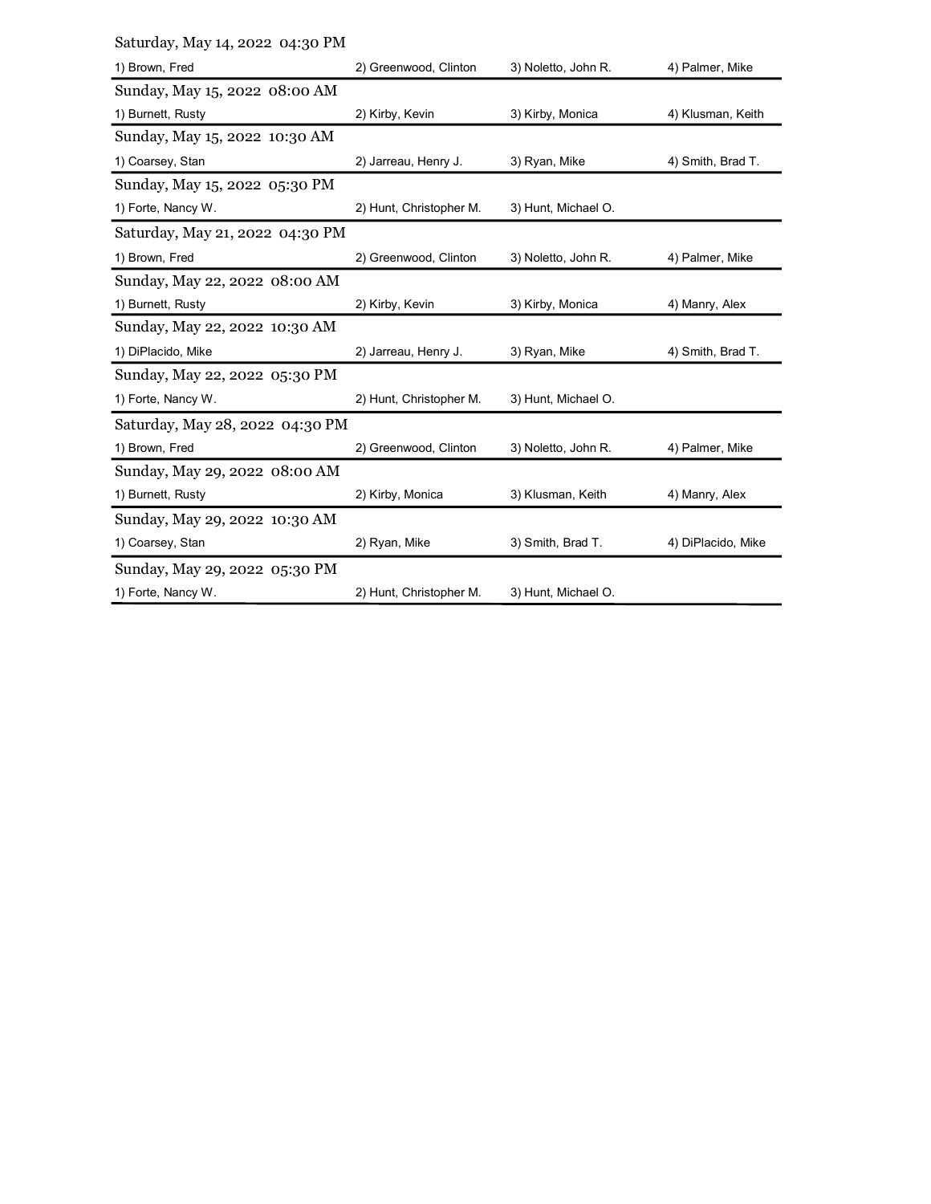Saturday, May 14, 2022 04:30 PM

| | | | |
|---|---|---|---|
| 1) Brown, Fred | 2) Greenwood, Clinton | 3) Noletto, John R. | 4) Palmer, Mike |

Sunday, May 15, 2022 08:00 AM

| | | | |
|---|---|---|---|
| 1) Burnett, Rusty | 2) Kirby, Kevin | 3) Kirby, Monica | 4) Klusman, Keith |

Sunday, May 15, 2022 10:30 AM

| | | | |
|---|---|---|---|
| 1) Coarsey, Stan | 2) Jarreau, Henry J. | 3) Ryan, Mike | 4) Smith, Brad T. |

Sunday, May 15, 2022 05:30 PM

| | | | |
|---|---|---|---|
| 1) Forte, Nancy W. | 2) Hunt, Christopher M. | 3) Hunt, Michael O. | |

Saturday, May 21, 2022 04:30 PM

| | | | |
|---|---|---|---|
| 1) Brown, Fred | 2) Greenwood, Clinton | 3) Noletto, John R. | 4) Palmer, Mike |

Sunday, May 22, 2022 08:00 AM

| | | | |
|---|---|---|---|
| 1) Burnett, Rusty | 2) Kirby, Kevin | 3) Kirby, Monica | 4) Manry, Alex |

Sunday, May 22, 2022 10:30 AM

| | | | |
|---|---|---|---|
| 1) DiPlacido, Mike | 2) Jarreau, Henry J. | 3) Ryan, Mike | 4) Smith, Brad T. |

Sunday, May 22, 2022 05:30 PM

| | | | |
|---|---|---|---|
| 1) Forte, Nancy W. | 2) Hunt, Christopher M. | 3) Hunt, Michael O. | |

Saturday, May 28, 2022 04:30 PM

| | | | |
|---|---|---|---|
| 1) Brown, Fred | 2) Greenwood, Clinton | 3) Noletto, John R. | 4) Palmer, Mike |

Sunday, May 29, 2022 08:00 AM

| | | | |
|---|---|---|---|
| 1) Burnett, Rusty | 2) Kirby, Monica | 3) Klusman, Keith | 4) Manry, Alex |

Sunday, May 29, 2022 10:30 AM

| | | | |
|---|---|---|---|
| 1) Coarsey, Stan | 2) Ryan, Mike | 3) Smith, Brad T. | 4) DiPlacido, Mike |

Sunday, May 29, 2022 05:30 PM

| | | | |
|---|---|---|---|
| 1) Forte, Nancy W. | 2) Hunt, Christopher M. | 3) Hunt, Michael O. | |